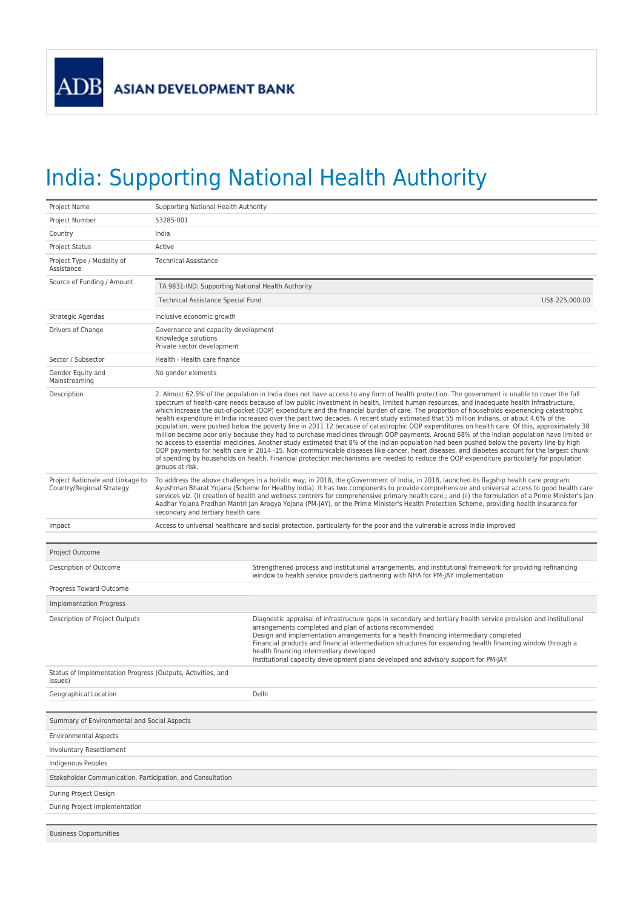ADB ASIAN DEVELOPMENT BANK

# India: Supporting National Health Authority

| | |
|---|---|
| Project Name | Supporting National Health Authority |
| Project Number | 53285-001 |
| Country | India |
| Project Status | Active |
| Project Type / Modality of Assistance | Technical Assistance |
| Source of Funding / Amount | TA 9831-IND: Supporting National Health Authority<br>Technical Assistance Special Fund US$ 225,000.00 |
| Strategic Agendas | Inclusive economic growth |
| Drivers of Change | Governance and capacity development<br>Knowledge solutions<br>Private sector development |
| Sector / Subsector | Health - Health care finance |
| Gender Equity and Mainstreaming | No gender elements |
| Description | 2. Almost 62.5% of the population in India does not have access to any form of health protection. The government is unable to cover the full spectrum of health-care needs because of low public investment in health, limited human resources, and inadequate health infrastructure, which increase the out-of-pocket (OOP) expenditure and the financial burden of care. The proportion of households experiencing catastrophic health expenditure in India increased over the past two decades. A recent study estimated that 55 million Indians, or about 4.6% of the population, were pushed below the poverty line in 2011 12 because of catastrophic OOP expenditures on health care. Of this, approximately 38 million became poor only because they had to purchase medicines through OOP payments. Around 68% of the Indian population have limited or no access to essential medicines. Another study estimated that 8% of the Indian population had been pushed below the poverty line by high OOP payments for health care in 2014 -15. Non-communicable diseases like cancer, heart diseases, and diabetes account for the largest chunk of spending by households on health. Financial protection mechanisms are needed to reduce the OOP expenditure particularly for population groups at risk. |
| Project Rationale and Linkage to Country/Regional Strategy | To address the above challenges in a holistic way, in 2018, the gGovernment of India, in 2018, launched its flagship health care program, Ayushman Bharat Yojana (Scheme for Healthy India). It has two components to provide comprehensive and universal access to good health care services viz. (i) creation of health and wellness centres for comprehensive primary health care,; and (ii) the formulation of a Prime Minister's Jan Aadhar Yojana Pradhan Mantri Jan Arogya Yojana (PM-JAY), or the Prime Minister's Health Protection Scheme, providing health insurance for secondary and tertiary health care. |
| Impact | Access to universal healthcare and social protection, particularly for the poor and the vulnerable across India improved |

| Project Outcome | |
|---|---|
| Description of Outcome | Strengthened process and institutional arrangements, and institutional framework for providing refinancing window to health service providers partnering with NHA for PM-JAY implementation |
| Progress Toward Outcome | |
| **Implementation Progress** | |
| Description of Project Outputs | Diagnostic appraisal of infrastructure gaps in secondary and tertiary health service provision and institutional arrangements completed and plan of actions recommended<br>Design and implementation arrangements for a health financing intermediary completed<br>Financial products and financial intermediation structures for expanding health financing window through a health financing intermediary developed<br>Institutional capacity development plans developed and advisory support for PM-JAY |
| Status of Implementation Progress (Outputs, Activities, and Issues) | |
| Geographical Location | Delhi |

| Summary of Environmental and Social Aspects | |
|---|---|
| Environmental Aspects | |
| Involuntary Resettlement | |
| Indigenous Peoples | |
| **Stakeholder Communication, Participation, and Consultation** | |
| During Project Design | |
| During Project Implementation | |

| Business Opportunities |
|---|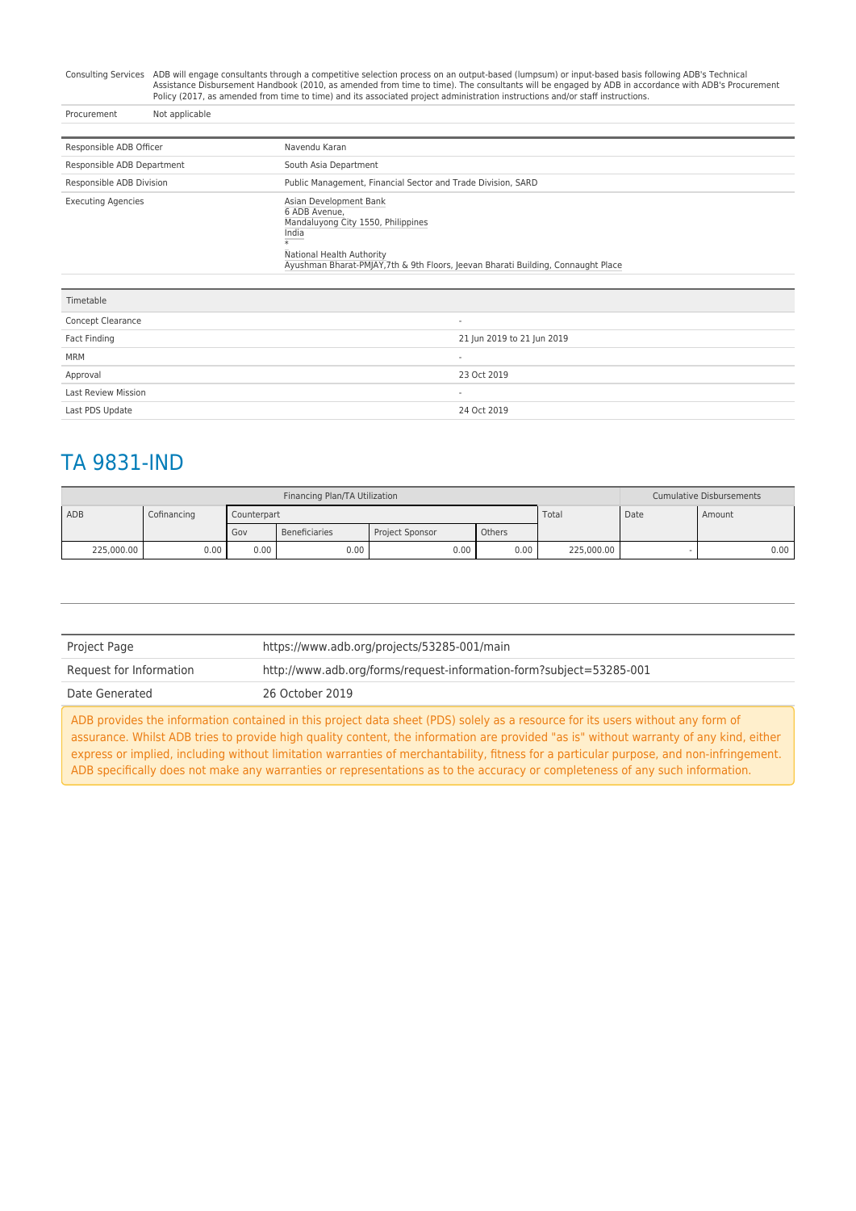| | |
|---|---|
| Consulting Services | ADB will engage consultants through a competitive selection process on an output-based (lumpsum) or input-based basis following ADB's Technical Assistance Disbursement Handbook (2010, as amended from time to time). The consultants will be engaged by ADB in accordance with ADB's Procurement Policy (2017, as amended from time to time) and its associated project administration instructions and/or staff instructions. |
| Procurement | Not applicable |

| | |
|---|---|
| Responsible ADB Officer | Navendu Karan |
| Responsible ADB Department | South Asia Department |
| Responsible ADB Division | Public Management, Financial Sector and Trade Division, SARD |
| Executing Agencies | Asian Development Bank<br>6 ADB Avenue,<br>Mandaluyong City 1550, Philippines<br>India<br>*<br>National Health Authority<br>Ayushman Bharat-PMJAY,7th & 9th Floors, Jeevan Bharati Building, Connaught Place |

| Timetable | |
|---|---|
| Concept Clearance | - |
| Fact Finding | 21 Jun 2019 to 21 Jun 2019 |
| MRM | - |
| Approval | 23 Oct 2019 |
| Last Review Mission | - |
| Last PDS Update | 24 Oct 2019 |

## TA 9831-IND

| Financing Plan/TA Utilization | | | | | | | Cumulative Disbursements | |
|---|---|---|---|---|---|---|---|---|
| ADB | Cofinancing | Counterpart | | | | Total | Date | Amount |
| | | Gov | Beneficiaries | Project Sponsor | Others | | | |
| 225,000.00 | 0.00 | 0.00 | 0.00 | 0.00 | 0.00 | 225,000.00 | - | 0.00 |

| | |
|---|---|
| Project Page | https://www.adb.org/projects/53285-001/main |
| Request for Information | http://www.adb.org/forms/request-information-form?subject=53285-001 |
| Date Generated | 26 October 2019 |

ADB provides the information contained in this project data sheet (PDS) solely as a resource for its users without any form of assurance. Whilst ADB tries to provide high quality content, the information are provided "as is" without warranty of any kind, either express or implied, including without limitation warranties of merchantability, fitness for a particular purpose, and non-infringement. ADB specifically does not make any warranties or representations as to the accuracy or completeness of any such information.